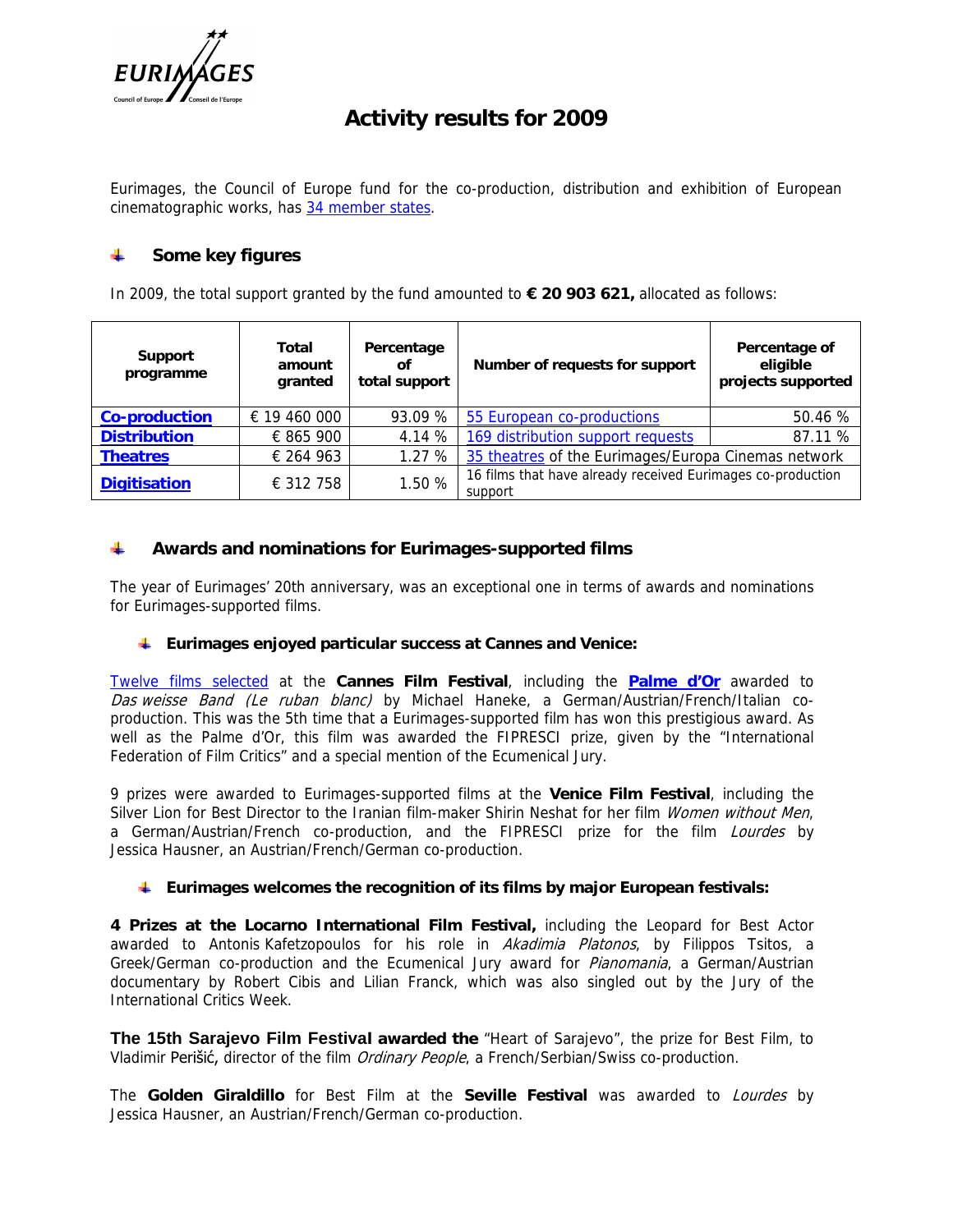# Activity results for 2009

Eurimages, the Council of Europe fund for the co-production, distribution and exhibition of European cinematographic works, has 34 member states.

## Some key figures

In 2009, the total support granted by the fund amounted to **€ 20 903 621,** allocated as follows:

| Support programme | Total amount granted | Percentage of total support | Number of requests for support | Percentage of eligible projects supported |
|---|---|---|---|---|
| **Co-production** | € 19 460 000 | 93.09 % | 55 European co-productions | 50.46 % |
| **Distribution** | € 865 900 | 4.14 % | 169 distribution support requests | 87.11 % |
| **Theatres** | € 264 963 | 1.27 % | 35 theatres of the Eurimages/Europa Cinemas network | |
| **Digitisation** | € 312 758 | 1.50 % | 16 films that have already received Eurimages co-production support | |

## Awards and nominations for Eurimages-supported films

The year of Eurimages' 20th anniversary, was an exceptional one in terms of awards and nominations for Eurimages-supported films.

### Eurimages enjoyed particular success at Cannes and Venice:

Twelve films selected at the **Cannes Film Festival**, including the **Palme d'Or** awarded to *Das weisse Band (Le ruban blanc)* by Michael Haneke, a German/Austrian/French/Italian co-production. This was the 5th time that a Eurimages-supported film has won this prestigious award. As well as the Palme d'Or, this film was awarded the FIPRESCI prize, given by the "International Federation of Film Critics" and a special mention of the Ecumenical Jury.

9 prizes were awarded to Eurimages-supported films at the **Venice Film Festival**, including the Silver Lion for Best Director to the Iranian film-maker Shirin Neshat for her film *Women without Men*, a German/Austrian/French co-production, and the FIPRESCI prize for the film *Lourdes* by Jessica Hausner, an Austrian/French/German co-production.

### Eurimages welcomes the recognition of its films by major European festivals:

**4 Prizes at the Locarno International Film Festival,** including the Leopard for Best Actor awarded to Antonis Kafetzopoulos for his role in *Akadimia Platonos*, by Filippos Tsitos, a Greek/German co-production and the Ecumenical Jury award for *Pianomania*, a German/Austrian documentary by Robert Cibis and Lilian Franck, which was also singled out by the Jury of the International Critics Week.

**The 15th Sarajevo Film Festival awarded the** "Heart of Sarajevo", the prize for Best Film, to Vladimir Perišić, director of the film *Ordinary People*, a French/Serbian/Swiss co-production.

The **Golden Giraldillo** for Best Film at the **Seville Festival** was awarded to *Lourdes* by Jessica Hausner, an Austrian/French/German co-production.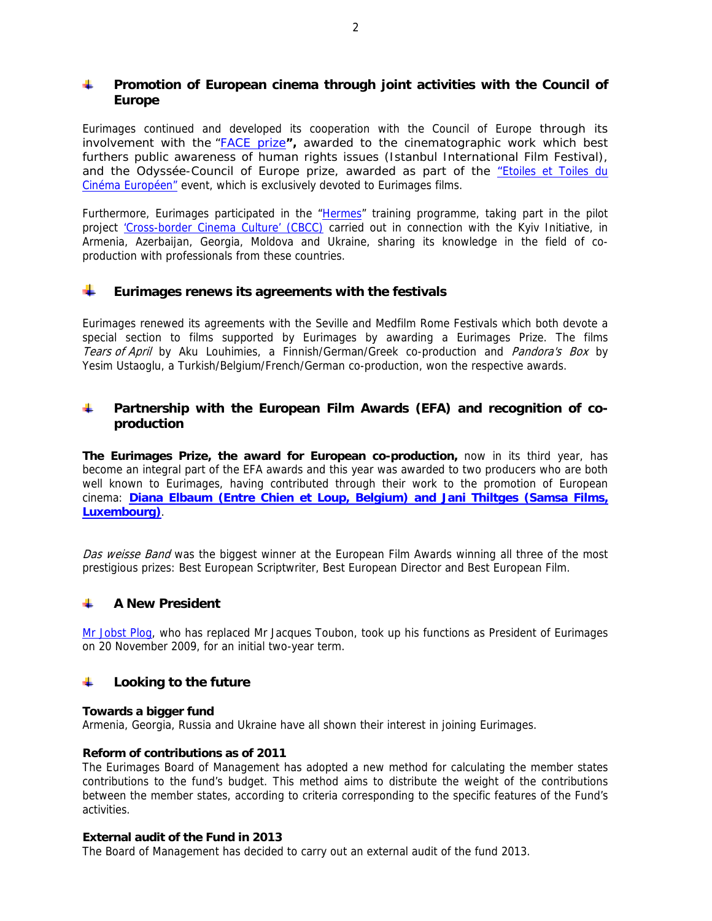## Promotion of European cinema through joint activities with the Council of Europe

Eurimages continued and developed its cooperation with the Council of Europe through its involvement with the "FACE prize", awarded to the cinematographic work which best furthers public awareness of human rights issues (Istanbul International Film Festival), and the Odyssée-Council of Europe prize, awarded as part of the "Etoiles et Toiles du Cinéma Européen" event, which is exclusively devoted to Eurimages films.

Furthermore, Eurimages participated in the "Hermes" training programme, taking part in the pilot project 'Cross-border Cinema Culture' (CBCC) carried out in connection with the Kyiv Initiative, in Armenia, Azerbaijan, Georgia, Moldova and Ukraine, sharing its knowledge in the field of co-production with professionals from these countries.

## Eurimages renews its agreements with the festivals

Eurimages renewed its agreements with the Seville and Medfilm Rome Festivals which both devote a special section to films supported by Eurimages by awarding a Eurimages Prize. The films *Tears of April* by Aku Louhimies, a Finnish/German/Greek co-production and *Pandora's Box* by Yesim Ustaoglu, a Turkish/Belgium/French/German co-production, won the respective awards.

## Partnership with the European Film Awards (EFA) and recognition of co-production

**The Eurimages Prize, the award for European co-production,** now in its third year, has become an integral part of the EFA awards and this year was awarded to two producers who are both well known to Eurimages, having contributed through their work to the promotion of European cinema: **Diana Elbaum (Entre Chien et Loup, Belgium) and Jani Thiltges (Samsa Films, Luxembourg)**.

*Das weisse Band* was the biggest winner at the European Film Awards winning all three of the most prestigious prizes: Best European Scriptwriter, Best European Director and Best European Film.

## A New President

Mr Jobst Plog, who has replaced Mr Jacques Toubon, took up his functions as President of Eurimages on 20 November 2009, for an initial two-year term.

## Looking to the future

**Towards a bigger fund**
Armenia, Georgia, Russia and Ukraine have all shown their interest in joining Eurimages.

**Reform of contributions as of 2011**
The Eurimages Board of Management has adopted a new method for calculating the member states contributions to the fund's budget. This method aims to distribute the weight of the contributions between the member states, according to criteria corresponding to the specific features of the Fund's activities.

**External audit of the Fund in 2013**
The Board of Management has decided to carry out an external audit of the fund 2013.